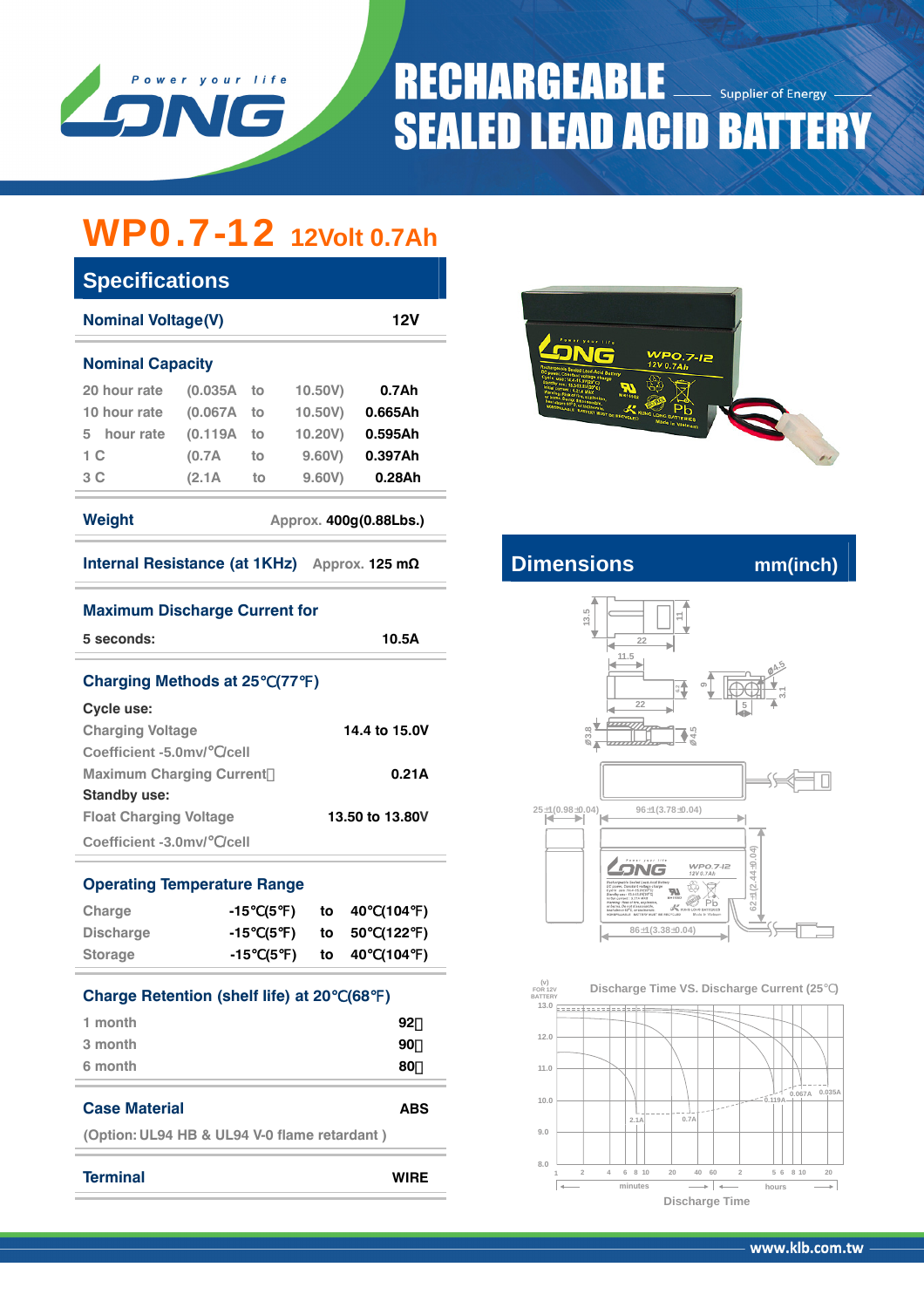# RECHARGEABLE SEALED LEAD ACID BATTERY

Supplier of Energy

## WP0.7-12 12Volt 0.7Ah

## Specifications

| Nominal Voltage(V) | | | | 12V |
|---|---|---|---|---|

**Nominal Capacity**

| | | | | |
|---|---|---|---|---|
| 20 hour rate | (0.035A | to | 10.50V) | 0.7Ah |
| 10 hour rate | (0.067A | to | 10.50V) | 0.665Ah |
| 5 hour rate | (0.119A | to | 10.20V) | 0.595Ah |
| 1 C | (0.7A | to | 9.60V) | 0.397Ah |
| 3 C | (2.1A | to | 9.60V) | 0.28Ah |

**Weight** Approx. 400g(0.88Lbs.)

**Internal Resistance (at 1KHz)** Approx. 125 mΩ

**Maximum Discharge Current for**

5 seconds: 10.5A

**Charging Methods at 25℃(77℉)**

**Cycle use:**

- Charging Voltage: 14.4 to 15.0V
- Coefficient -5.0mv/℃/cell
- Maximum Charging Current: 0.21A

**Standby use:**

- Float Charging Voltage: 13.50 to 13.80V
- Coefficient -3.0mv/℃/cell

**Operating Temperature Range**

| | | | |
|---|---|---|---|
| Charge | -15℃(5℉) | to | 40℃(104℉) |
| Discharge | -15℃(5℉) | to | 50℃(122℉) |
| Storage | -15℃(5℉) | to | 40℃(104℉) |

**Charge Retention (shelf life) at 20℃(68℉)**

| | |
|---|---|
| 1 month | 92% |
| 3 month | 90% |
| 6 month | 80% |

**Case Material** ABS

(Option: UL94 HB & UL94 V-0 flame retardant )

**Terminal** WIRE

## Dimensions mm(inch)

25±1(0.98±0.04) — 96±1(3.78±0.04) — 86±1(3.38±0.04) — 62±1(2.44±0.04)

Discharge Time VS. Discharge Current (25℃)

Discharge Time

www.klb.com.tw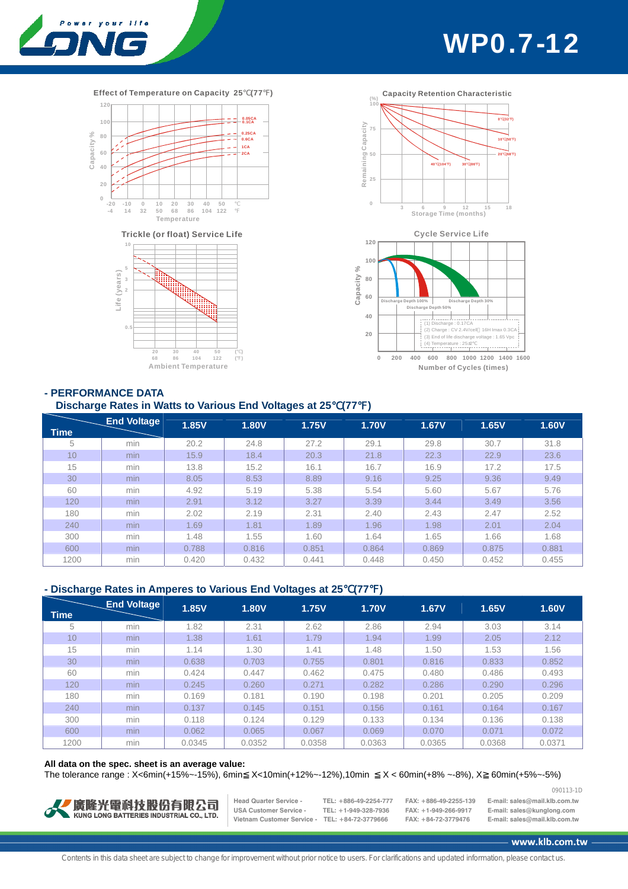# WP0.7-12

Power your life

Effect of Temperature on Capacity 25℃(77℉)

Capacity %

120
100
80
60
40
20
0

0.05CA
0.1CA
0.25CA
0.6CA
1CA
2CA

-20 -10 0 10 20 30 40 50 ℃
-4 14 32 50 68 86 104 122 ℉

Temperature

Capacity Retention Characteristic

(%)
Remaining Capacity

100
75
50
25
0

0℃(32℉)
10℃(50℉)
20℃(68℉)
40℃(104℉)
30℃(86℉)

3 6 9 12 15 18
Storage Time (months)

Trickle (or float) Service Life

Life (years)

10
5
3
2
0.5

20 30 40 50 (℃)
68 86 104 122 (℉)

Ambient Temperature

Cycle Service Life

Capacity %

120
100
80
60
40
20

Discharge Depth 100%
Discharge Depth 50%
Discharge Depth 30%

(1) Discharge : 0.17CA
(2) Charge : CV 2.4V/cell 16H Imax 0.3CA
(3) End of life discharge voltage : 1.65 Vpc
(4) Temperature : 25±2℃

0 200 400 600 800 1000 1200 1400 1600
Number of Cycles (times)

## - PERFORMANCE DATA

### Discharge Rates in Watts to Various End Voltages at 25℃(77℉)

| Time | End Voltage | 1.85V | 1.80V | 1.75V | 1.70V | 1.67V | 1.65V | 1.60V |
|---|---|---|---|---|---|---|---|---|
| 5 | min | 20.2 | 24.8 | 27.2 | 29.1 | 29.8 | 30.7 | 31.8 |
| 10 | min | 15.9 | 18.4 | 20.3 | 21.8 | 22.3 | 22.9 | 23.6 |
| 15 | min | 13.8 | 15.2 | 16.1 | 16.7 | 16.9 | 17.2 | 17.5 |
| 30 | min | 8.05 | 8.53 | 8.89 | 9.16 | 9.25 | 9.36 | 9.49 |
| 60 | min | 4.92 | 5.19 | 5.38 | 5.54 | 5.60 | 5.67 | 5.76 |
| 120 | min | 2.91 | 3.12 | 3.27 | 3.39 | 3.44 | 3.49 | 3.56 |
| 180 | min | 2.02 | 2.19 | 2.31 | 2.40 | 2.43 | 2.47 | 2.52 |
| 240 | min | 1.69 | 1.81 | 1.89 | 1.96 | 1.98 | 2.01 | 2.04 |
| 300 | min | 1.48 | 1.55 | 1.60 | 1.64 | 1.65 | 1.66 | 1.68 |
| 600 | min | 0.788 | 0.816 | 0.851 | 0.864 | 0.869 | 0.875 | 0.881 |
| 1200 | min | 0.420 | 0.432 | 0.441 | 0.448 | 0.450 | 0.452 | 0.455 |

### - Discharge Rates in Amperes to Various End Voltages at 25℃(77℉)

| Time | End Voltage | 1.85V | 1.80V | 1.75V | 1.70V | 1.67V | 1.65V | 1.60V |
|---|---|---|---|---|---|---|---|---|
| 5 | min | 1.82 | 2.31 | 2.62 | 2.86 | 2.94 | 3.03 | 3.14 |
| 10 | min | 1.38 | 1.61 | 1.79 | 1.94 | 1.99 | 2.05 | 2.12 |
| 15 | min | 1.14 | 1.30 | 1.41 | 1.48 | 1.50 | 1.53 | 1.56 |
| 30 | min | 0.638 | 0.703 | 0.755 | 0.801 | 0.816 | 0.833 | 0.852 |
| 60 | min | 0.424 | 0.447 | 0.462 | 0.475 | 0.480 | 0.486 | 0.493 |
| 120 | min | 0.245 | 0.260 | 0.271 | 0.282 | 0.286 | 0.290 | 0.296 |
| 180 | min | 0.169 | 0.181 | 0.190 | 0.198 | 0.201 | 0.205 | 0.209 |
| 240 | min | 0.137 | 0.145 | 0.151 | 0.156 | 0.161 | 0.164 | 0.167 |
| 300 | min | 0.118 | 0.124 | 0.129 | 0.133 | 0.134 | 0.136 | 0.138 |
| 600 | min | 0.062 | 0.065 | 0.067 | 0.069 | 0.070 | 0.071 | 0.072 |
| 1200 | min | 0.0345 | 0.0352 | 0.0358 | 0.0363 | 0.0365 | 0.0368 | 0.0371 |

**All data on the spec. sheet is an average value:**

The tolerance range : X<6min(+15%~-15%), 6min≦X<10min(+12%~-12%),10min ≦X < 60min(+8% ~-8%), X≧60min(+5%~-5%)

090113-1D

廣隆光電科技股份有限公司
KUNG LONG BATTERIES INDUSTRIAL CO., LTD.

| | | | |
|---|---|---|---|
| Head Quarter Service - | TEL: +886-49-2254-777 | FAX: +886-49-2255-139 | E-mail: sales@mail.klb.com.tw |
| USA Customer Service - | TEL: +1-949-328-7936 | FAX: +1-949-266-9917 | E-mail: sales@kunglong.com |
| Vietnam Customer Service - | TEL: +84-72-3779666 | FAX: +84-72-3779476 | E-mail: sales@mail.klb.com.tw |

www.klb.com.tw

Contents in this data sheet are subject to change for improvement without prior notice to users. For clarifications and updated information, please contact us.